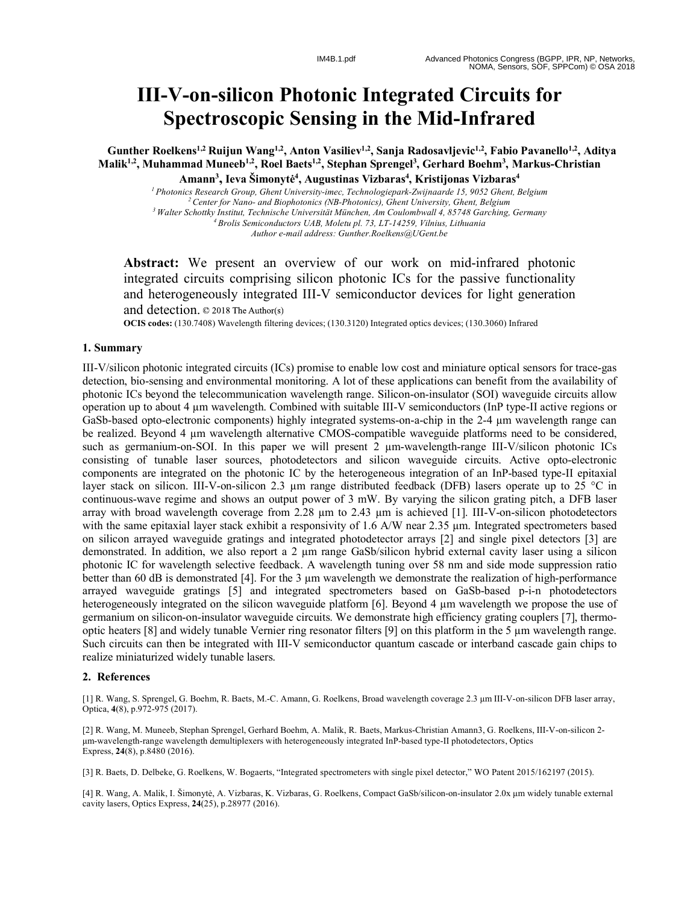# III-V-on-silicon Photonic Integrated Circuits for Spectroscopic Sensing in the Mid-Infrared

**Gunther Roelkens[1,2] Ruijun Wang[1,2], Anton Vasiliev[1,2], Sanja Radosavljevic[1,2], Fabio Pavanello[1,2], Aditya Malik[1,2], Muhammad Muneeb[1,2], Roel Baets[1,2], Stephan Sprengel[3], Gerhard Boehm[3], Markus-Christian Amann[3], Ieva Šimonytė[4], Augustinas Vizbaras[4], Kristijonas Vizbaras[4]**

*[1] Photonics Research Group, Ghent University-imec, Technologiepark-Zwijnaarde 15, 9052 Ghent, Belgium*
*[2] Center for Nano- and Biophotonics (NB-Photonics), Ghent University, Ghent, Belgium*
*[3] Walter Schottky Institut, Technische Universität München, Am Coulombwall 4, 85748 Garching, Germany*
*[4] Brolis Semiconductors UAB, Moletu pl. 73, LT-14259, Vilnius, Lithuania*
*Author e-mail address: Gunther.Roelkens@UGent.be*

**Abstract:** We present an overview of our work on mid-infrared photonic integrated circuits comprising silicon photonic ICs for the passive functionality and heterogeneously integrated III-V semiconductor devices for light generation and detection. © 2018 The Author(s)

**OCIS codes:** (130.7408) Wavelength filtering devices; (130.3120) Integrated optics devices; (130.3060) Infrared

## 1. Summary

III-V/silicon photonic integrated circuits (ICs) promise to enable low cost and miniature optical sensors for trace-gas detection, bio-sensing and environmental monitoring. A lot of these applications can benefit from the availability of photonic ICs beyond the telecommunication wavelength range. Silicon-on-insulator (SOI) waveguide circuits allow operation up to about 4 µm wavelength. Combined with suitable III-V semiconductors (InP type-II active regions or GaSb-based opto-electronic components) highly integrated systems-on-a-chip in the 2-4 µm wavelength range can be realized. Beyond 4 µm wavelength alternative CMOS-compatible waveguide platforms need to be considered, such as germanium-on-SOI. In this paper we will present 2 µm-wavelength-range III-V/silicon photonic ICs consisting of tunable laser sources, photodetectors and silicon waveguide circuits. Active opto-electronic components are integrated on the photonic IC by the heterogeneous integration of an InP-based type-II epitaxial layer stack on silicon. III-V-on-silicon 2.3 µm range distributed feedback (DFB) lasers operate up to 25 °C in continuous-wave regime and shows an output power of 3 mW. By varying the silicon grating pitch, a DFB laser array with broad wavelength coverage from 2.28 µm to 2.43 µm is achieved [1]. III-V-on-silicon photodetectors with the same epitaxial layer stack exhibit a responsivity of 1.6 A/W near 2.35 µm. Integrated spectrometers based on silicon arrayed waveguide gratings and integrated photodetector arrays [2] and single pixel detectors [3] are demonstrated. In addition, we also report a 2 µm range GaSb/silicon hybrid external cavity laser using a silicon photonic IC for wavelength selective feedback. A wavelength tuning over 58 nm and side mode suppression ratio better than 60 dB is demonstrated [4]. For the 3 µm wavelength we demonstrate the realization of high-performance arrayed waveguide gratings [5] and integrated spectrometers based on GaSb-based p-i-n photodetectors heterogeneously integrated on the silicon waveguide platform [6]. Beyond 4 µm wavelength we propose the use of germanium on silicon-on-insulator waveguide circuits. We demonstrate high efficiency grating couplers [7], thermo-optic heaters [8] and widely tunable Vernier ring resonator filters [9] on this platform in the 5 µm wavelength range. Such circuits can then be integrated with III-V semiconductor quantum cascade or interband cascade gain chips to realize miniaturized widely tunable lasers.

## 2. References

[1] R. Wang, S. Sprengel, G. Boehm, R. Baets, M.-C. Amann, G. Roelkens, Broad wavelength coverage 2.3 µm III-V-on-silicon DFB laser array, Optica, **4**(8), p.972-975 (2017).

[2] R. Wang, M. Muneeb, Stephan Sprengel, Gerhard Boehm, A. Malik, R. Baets, Markus-Christian Amann3, G. Roelkens, III-V-on-silicon 2-µm-wavelength-range wavelength demultiplexers with heterogeneously integrated InP-based type-II photodetectors, Optics Express, **24**(8), p.8480 (2016).

[3] R. Baets, D. Delbeke, G. Roelkens, W. Bogaerts, "Integrated spectrometers with single pixel detector," WO Patent 2015/162197 (2015).

[4] R. Wang, A. Malik, I. Šimonytė, A. Vizbaras, K. Vizbaras, G. Roelkens, Compact GaSb/silicon-on-insulator 2.0x µm widely tunable external cavity lasers, Optics Express, **24**(25), p.28977 (2016).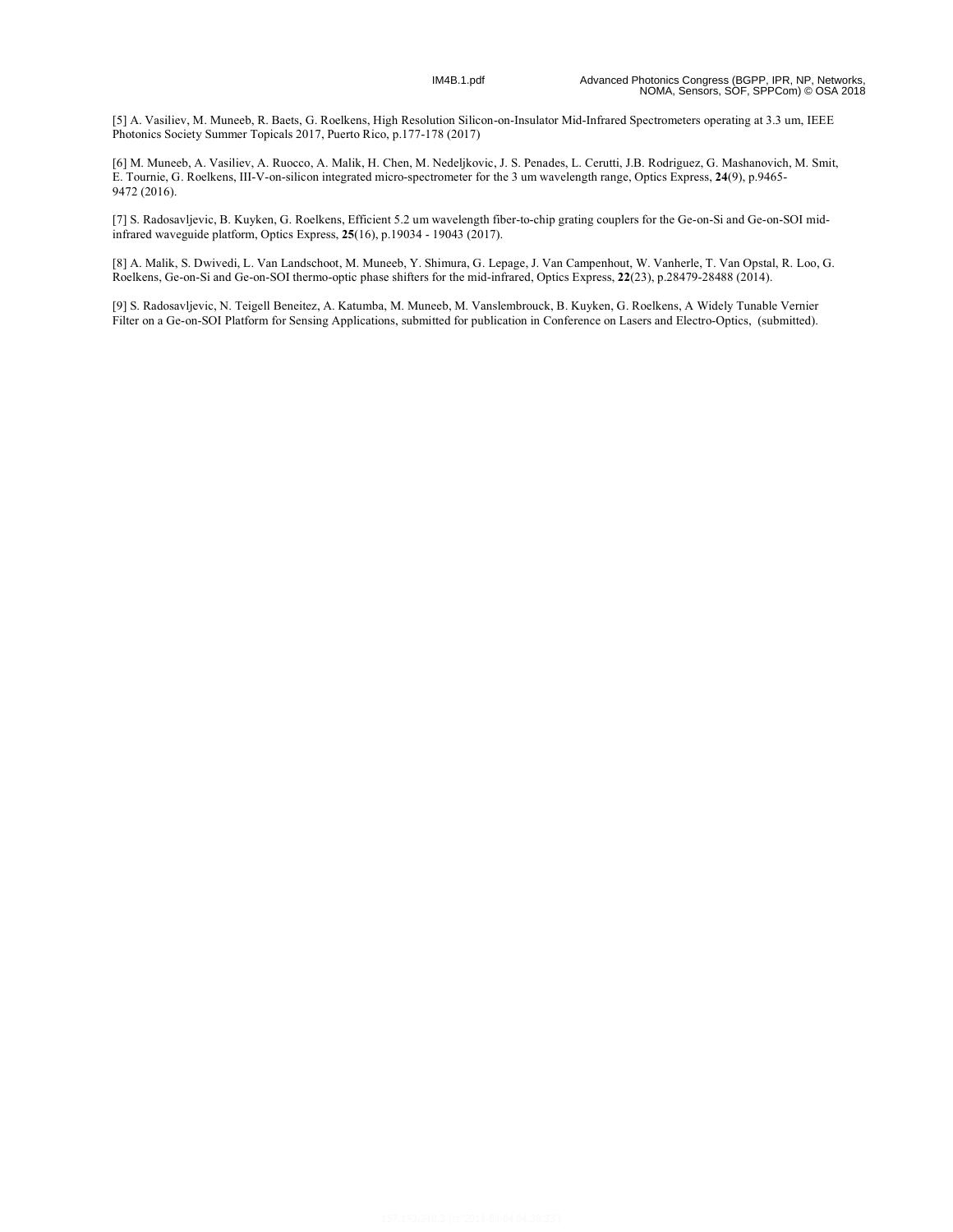[5] A. Vasiliev, M. Muneeb, R. Baets, G. Roelkens, High Resolution Silicon-on-Insulator Mid-Infrared Spectrometers operating at 3.3 um, IEEE Photonics Society Summer Topicals 2017, Puerto Rico, p.177-178 (2017)

[6] M. Muneeb, A. Vasiliev, A. Ruocco, A. Malik, H. Chen, M. Nedeljkovic, J. S. Penades, L. Cerutti, J.B. Rodriguez, G. Mashanovich, M. Smit, E. Tournie, G. Roelkens, III-V-on-silicon integrated micro-spectrometer for the 3 um wavelength range, Optics Express, **24**(9), p.9465-9472 (2016).

[7] S. Radosavljevic, B. Kuyken, G. Roelkens, Efficient 5.2 um wavelength fiber-to-chip grating couplers for the Ge-on-Si and Ge-on-SOI mid-infrared waveguide platform, Optics Express, **25**(16), p.19034 - 19043 (2017).

[8] A. Malik, S. Dwivedi, L. Van Landschoot, M. Muneeb, Y. Shimura, G. Lepage, J. Van Campenhout, W. Vanherle, T. Van Opstal, R. Loo, G. Roelkens, Ge-on-Si and Ge-on-SOI thermo-optic phase shifters for the mid-infrared, Optics Express, **22**(23), p.28479-28488 (2014).

[9] S. Radosavljevic, N. Teigell Beneitez, A. Katumba, M. Muneeb, M. Vanslembrouck, B. Kuyken, G. Roelkens, A Widely Tunable Vernier Filter on a Ge-on-SOI Platform for Sensing Applications, submitted for publication in Conference on Lasers and Electro-Optics, (submitted).